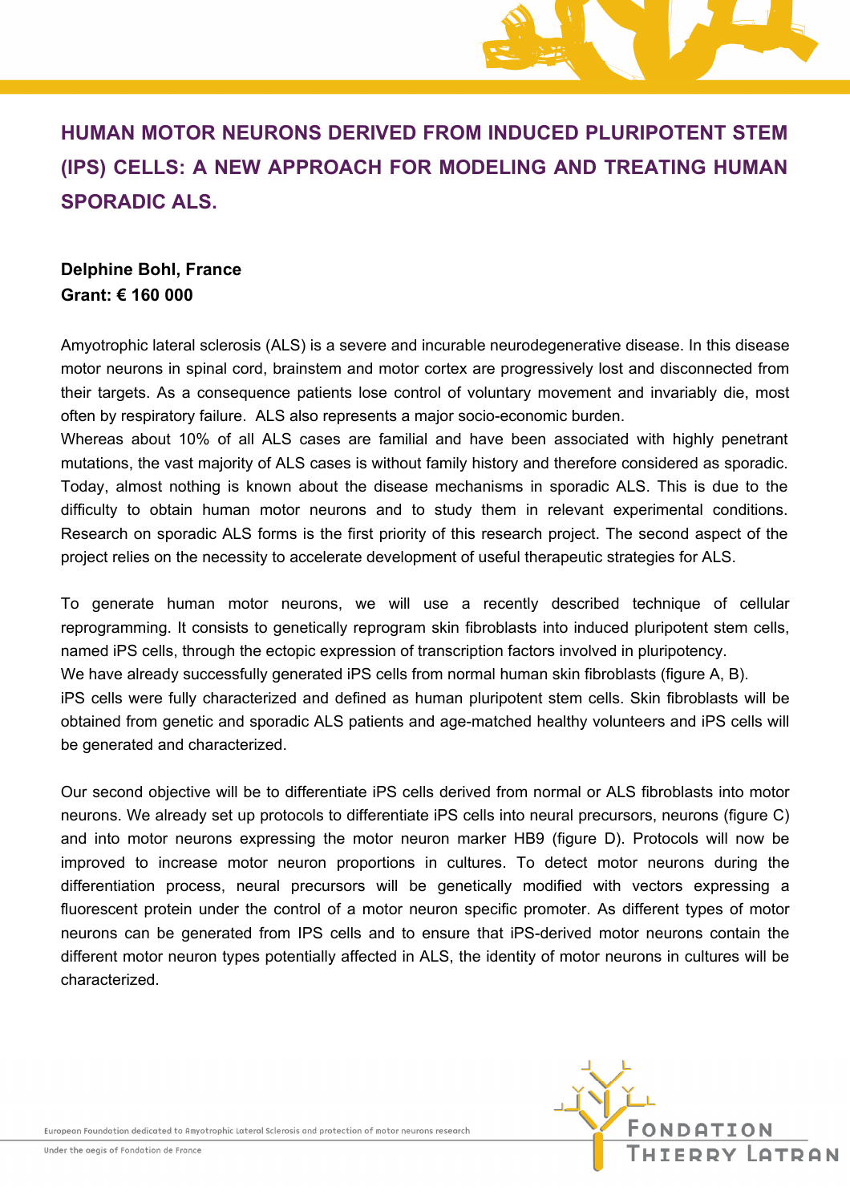# HUMAN MOTOR NEURONS DERIVED FROM INDUCED PLURIPOTENT STEM (IPS) CELLS: A NEW APPROACH FOR MODELING AND TREATING HUMAN SPORADIC ALS.

**Delphine Bohl, France**
**Grant: € 160 000**

Amyotrophic lateral sclerosis (ALS) is a severe and incurable neurodegenerative disease. In this disease motor neurons in spinal cord, brainstem and motor cortex are progressively lost and disconnected from their targets. As a consequence patients lose control of voluntary movement and invariably die, most often by respiratory failure. ALS also represents a major socio-economic burden.
Whereas about 10% of all ALS cases are familial and have been associated with highly penetrant mutations, the vast majority of ALS cases is without family history and therefore considered as sporadic. Today, almost nothing is known about the disease mechanisms in sporadic ALS. This is due to the difficulty to obtain human motor neurons and to study them in relevant experimental conditions. Research on sporadic ALS forms is the first priority of this research project. The second aspect of the project relies on the necessity to accelerate development of useful therapeutic strategies for ALS.

To generate human motor neurons, we will use a recently described technique of cellular reprogramming. It consists to genetically reprogram skin fibroblasts into induced pluripotent stem cells, named iPS cells, through the ectopic expression of transcription factors involved in pluripotency.
We have already successfully generated iPS cells from normal human skin fibroblasts (figure A, B).
iPS cells were fully characterized and defined as human pluripotent stem cells. Skin fibroblasts will be obtained from genetic and sporadic ALS patients and age-matched healthy volunteers and iPS cells will be generated and characterized.

Our second objective will be to differentiate iPS cells derived from normal or ALS fibroblasts into motor neurons. We already set up protocols to differentiate iPS cells into neural precursors, neurons (figure C) and into motor neurons expressing the motor neuron marker HB9 (figure D). Protocols will now be improved to increase motor neuron proportions in cultures. To detect motor neurons during the differentiation process, neural precursors will be genetically modified with vectors expressing a fluorescent protein under the control of a motor neuron specific promoter. As different types of motor neurons can be generated from IPS cells and to ensure that iPS-derived motor neurons contain the different motor neuron types potentially affected in ALS, the identity of motor neurons in cultures will be characterized.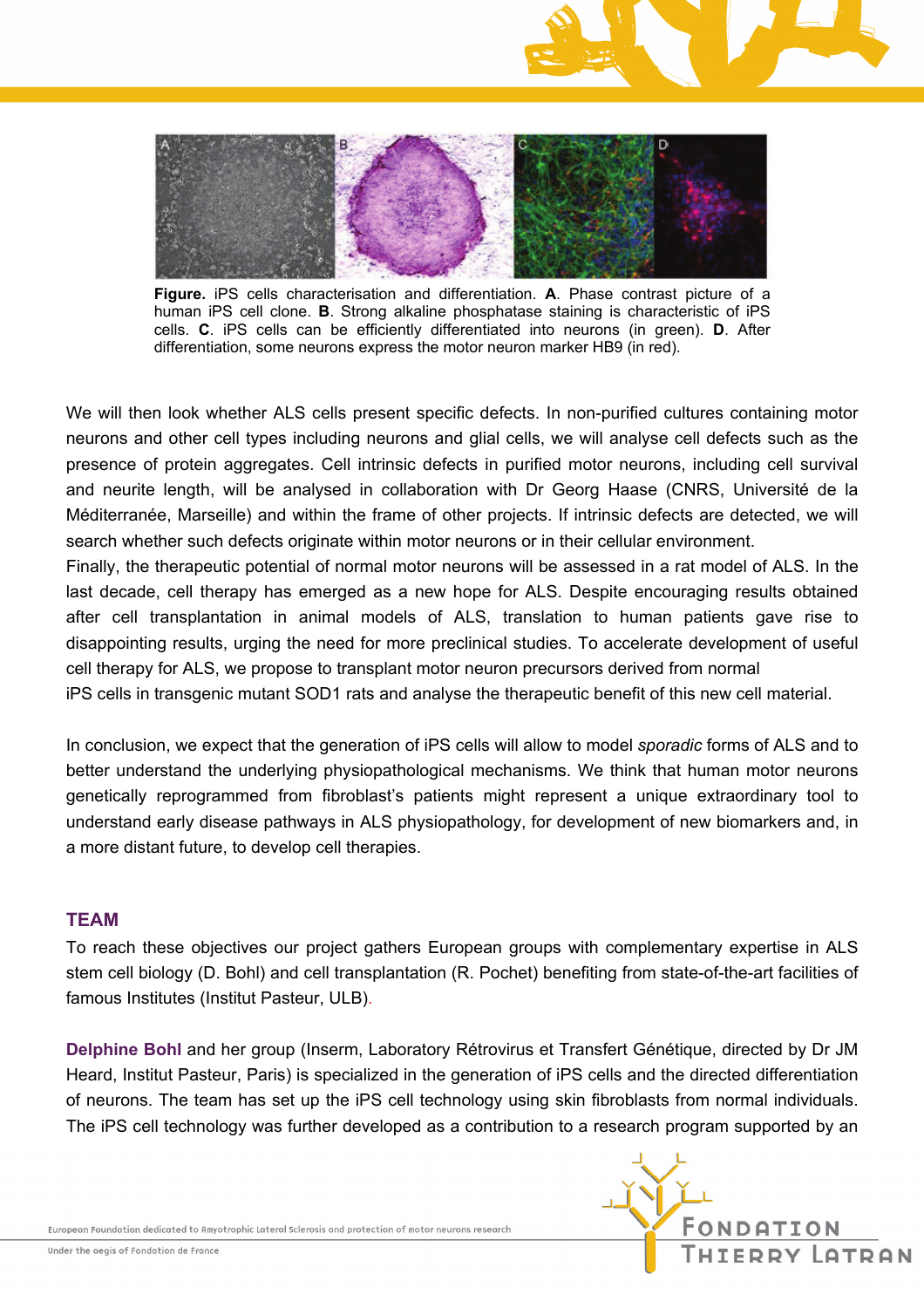**Figure.** iPS cells characterisation and differentiation. **A**. Phase contrast picture of a human iPS cell clone. **B**. Strong alkaline phosphatase staining is characteristic of iPS cells. **C**. iPS cells can be efficiently differentiated into neurons (in green). **D**. After differentiation, some neurons express the motor neuron marker HB9 (in red).

We will then look whether ALS cells present specific defects. In non-purified cultures containing motor neurons and other cell types including neurons and glial cells, we will analyse cell defects such as the presence of protein aggregates. Cell intrinsic defects in purified motor neurons, including cell survival and neurite length, will be analysed in collaboration with Dr Georg Haase (CNRS, Université de la Méditerranée, Marseille) and within the frame of other projects. If intrinsic defects are detected, we will search whether such defects originate within motor neurons or in their cellular environment.
Finally, the therapeutic potential of normal motor neurons will be assessed in a rat model of ALS. In the last decade, cell therapy has emerged as a new hope for ALS. Despite encouraging results obtained after cell transplantation in animal models of ALS, translation to human patients gave rise to disappointing results, urging the need for more preclinical studies. To accelerate development of useful cell therapy for ALS, we propose to transplant motor neuron precursors derived from normal iPS cells in transgenic mutant SOD1 rats and analyse the therapeutic benefit of this new cell material.

In conclusion, we expect that the generation of iPS cells will allow to model *sporadic* forms of ALS and to better understand the underlying physiopathological mechanisms. We think that human motor neurons genetically reprogrammed from fibroblast's patients might represent a unique extraordinary tool to understand early disease pathways in ALS physiopathology, for development of new biomarkers and, in a more distant future, to develop cell therapies.

## TEAM

To reach these objectives our project gathers European groups with complementary expertise in ALS stem cell biology (D. Bohl) and cell transplantation (R. Pochet) benefiting from state-of-the-art facilities of famous Institutes (Institut Pasteur, ULB).

**Delphine Bohl** and her group (Inserm, Laboratory Rétrovirus et Transfert Génétique, directed by Dr JM Heard, Institut Pasteur, Paris) is specialized in the generation of iPS cells and the directed differentiation of neurons. The team has set up the iPS cell technology using skin fibroblasts from normal individuals. The iPS cell technology was further developed as a contribution to a research program supported by an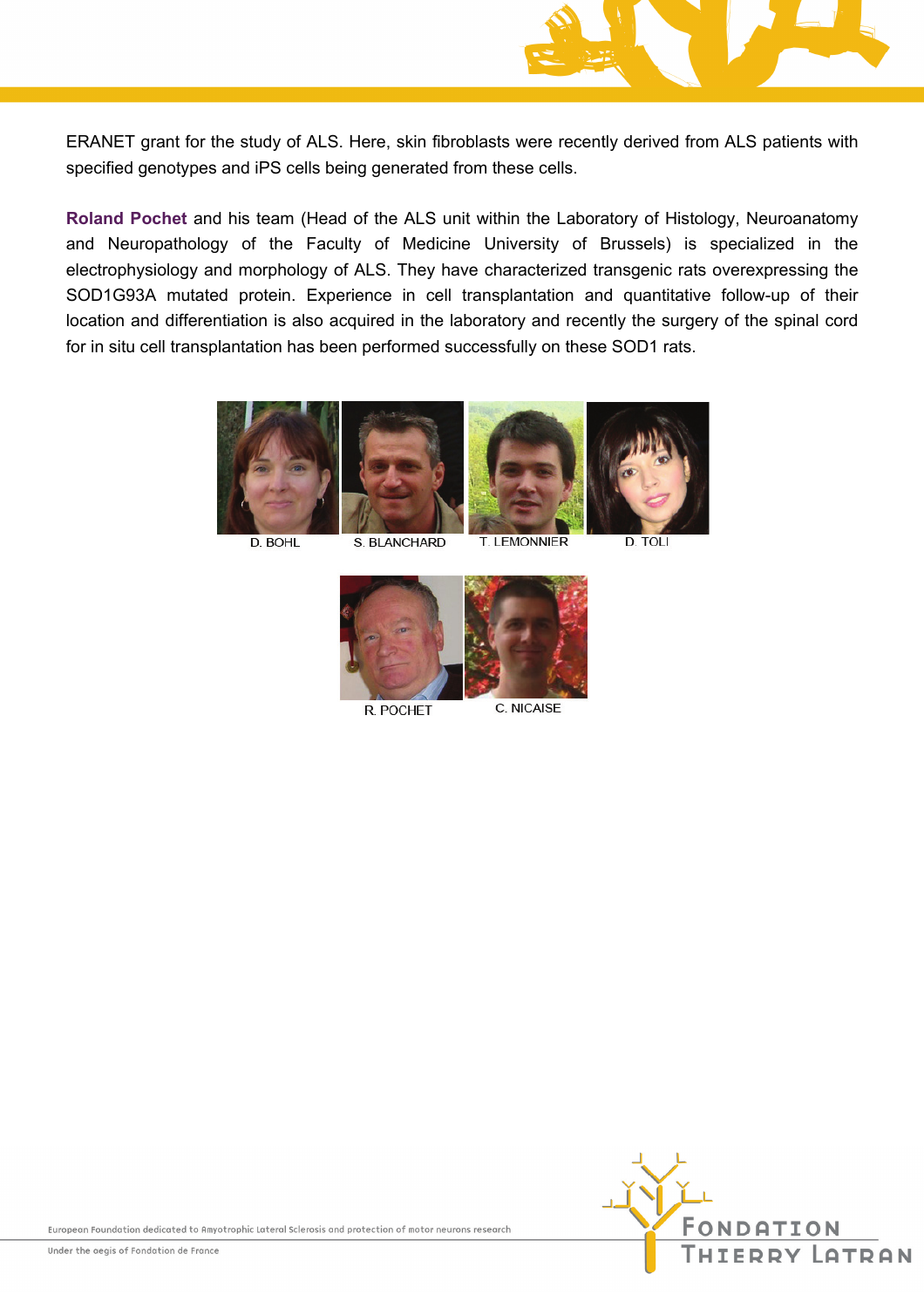ERANET grant for the study of ALS. Here, skin fibroblasts were recently derived from ALS patients with specified genotypes and iPS cells being generated from these cells.

**Roland Pochet** and his team (Head of the ALS unit within the Laboratory of Histology, Neuroanatomy and Neuropathology of the Faculty of Medicine University of Brussels) is specialized in the electrophysiology and morphology of ALS. They have characterized transgenic rats overexpressing the SOD1G93A mutated protein. Experience in cell transplantation and quantitative follow-up of their location and differentiation is also acquired in the laboratory and recently the surgery of the spinal cord for in situ cell transplantation has been performed successfully on these SOD1 rats.

D. BOHL S. BLANCHARD T. LEMONNIER D. TOLI

R. POCHET C. NICAISE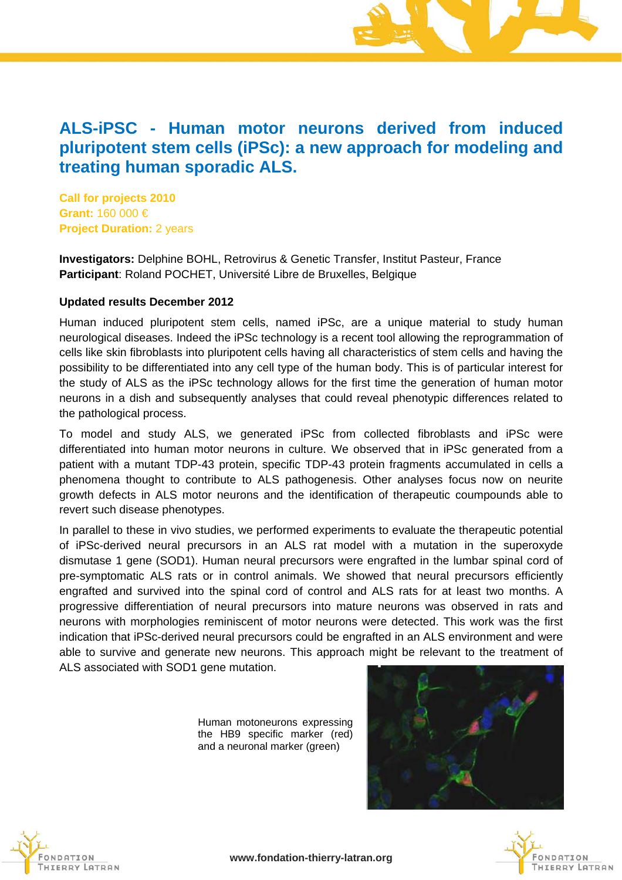# ALS-iPSC - Human motor neurons derived from induced pluripotent stem cells (iPSc): a new approach for modeling and treating human sporadic ALS.

**Call for projects 2010**
**Grant:** 160 000 €
**Project Duration:** 2 years

**Investigators:** Delphine BOHL, Retrovirus & Genetic Transfer, Institut Pasteur, France
**Participant**: Roland POCHET, Université Libre de Bruxelles, Belgique

**Updated results December 2012**

Human induced pluripotent stem cells, named iPSc, are a unique material to study human neurological diseases. Indeed the iPSc technology is a recent tool allowing the reprogrammation of cells like skin fibroblasts into pluripotent cells having all characteristics of stem cells and having the possibility to be differentiated into any cell type of the human body. This is of particular interest for the study of ALS as the iPSc technology allows for the first time the generation of human motor neurons in a dish and subsequently analyses that could reveal phenotypic differences related to the pathological process.

To model and study ALS, we generated iPSc from collected fibroblasts and iPSc were differentiated into human motor neurons in culture. We observed that in iPSc generated from a patient with a mutant TDP-43 protein, specific TDP-43 protein fragments accumulated in cells a phenomena thought to contribute to ALS pathogenesis. Other analyses focus now on neurite growth defects in ALS motor neurons and the identification of therapeutic coumpounds able to revert such disease phenotypes.

In parallel to these in vivo studies, we performed experiments to evaluate the therapeutic potential of iPSc-derived neural precursors in an ALS rat model with a mutation in the superoxyde dismutase 1 gene (SOD1). Human neural precursors were engrafted in the lumbar spinal cord of pre-symptomatic ALS rats or in control animals. We showed that neural precursors efficiently engrafted and survived into the spinal cord of control and ALS rats for at least two months. A progressive differentiation of neural precursors into mature neurons was observed in rats and neurons with morphologies reminiscent of motor neurons were detected. This work was the first indication that iPSc-derived neural precursors could be engrafted in an ALS environment and were able to survive and generate new neurons. This approach might be relevant to the treatment of ALS associated with SOD1 gene mutation.

Human motoneurons expressing the HB9 specific marker (red) and a neuronal marker (green)